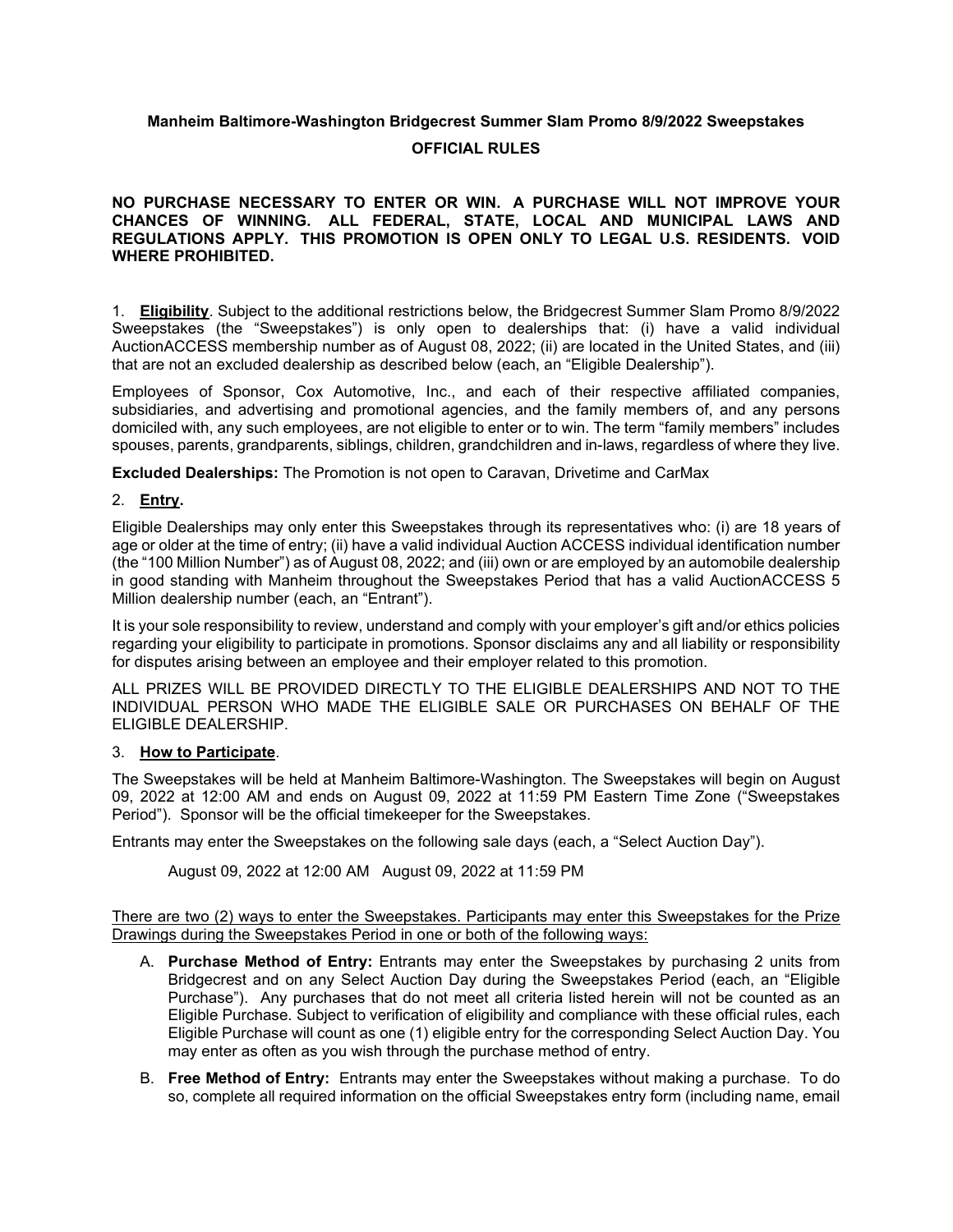# Manheim Baltimore-Washington Bridgecrest Summer Slam Promo 8/9/2022 Sweepstakes

## OFFICIAL RULES

**NO PURCHASE NECESSARY TO ENTER OR WIN. A PURCHASE WILL NOT IMPROVE YOUR CHANCES OF WINNING. ALL FEDERAL, STATE, LOCAL AND MUNICIPAL LAWS AND REGULATIONS APPLY. THIS PROMOTION IS OPEN ONLY TO LEGAL U.S. RESIDENTS. VOID WHERE PROHIBITED.**

1. **Eligibility**. Subject to the additional restrictions below, the Bridgecrest Summer Slam Promo 8/9/2022 Sweepstakes (the "Sweepstakes") is only open to dealerships that: (i) have a valid individual AuctionACCESS membership number as of August 08, 2022; (ii) are located in the United States, and (iii) that are not an excluded dealership as described below (each, an "Eligible Dealership").

Employees of Sponsor, Cox Automotive, Inc., and each of their respective affiliated companies, subsidiaries, and advertising and promotional agencies, and the family members of, and any persons domiciled with, any such employees, are not eligible to enter or to win. The term "family members" includes spouses, parents, grandparents, siblings, children, grandchildren and in-laws, regardless of where they live.

**Excluded Dealerships:** The Promotion is not open to Caravan, Drivetime and CarMax

2. **Entry.**

Eligible Dealerships may only enter this Sweepstakes through its representatives who: (i) are 18 years of age or older at the time of entry; (ii) have a valid individual Auction ACCESS individual identification number (the "100 Million Number") as of August 08, 2022; and (iii) own or are employed by an automobile dealership in good standing with Manheim throughout the Sweepstakes Period that has a valid AuctionACCESS 5 Million dealership number (each, an "Entrant").

It is your sole responsibility to review, understand and comply with your employer's gift and/or ethics policies regarding your eligibility to participate in promotions. Sponsor disclaims any and all liability or responsibility for disputes arising between an employee and their employer related to this promotion.

ALL PRIZES WILL BE PROVIDED DIRECTLY TO THE ELIGIBLE DEALERSHIPS AND NOT TO THE INDIVIDUAL PERSON WHO MADE THE ELIGIBLE SALE OR PURCHASES ON BEHALF OF THE ELIGIBLE DEALERSHIP.

3. **How to Participate**.

The Sweepstakes will be held at Manheim Baltimore-Washington. The Sweepstakes will begin on August 09, 2022 at 12:00 AM and ends on August 09, 2022 at 11:59 PM Eastern Time Zone ("Sweepstakes Period"). Sponsor will be the official timekeeper for the Sweepstakes.

Entrants may enter the Sweepstakes on the following sale days (each, a "Select Auction Day").

August 09, 2022 at 12:00 AM August 09, 2022 at 11:59 PM

<u>There are two (2) ways to enter the Sweepstakes. Participants may enter this Sweepstakes for the Prize Drawings during the Sweepstakes Period in one or both of the following ways:</u>

A. **Purchase Method of Entry:** Entrants may enter the Sweepstakes by purchasing 2 units from Bridgecrest and on any Select Auction Day during the Sweepstakes Period (each, an "Eligible Purchase"). Any purchases that do not meet all criteria listed herein will not be counted as an Eligible Purchase. Subject to verification of eligibility and compliance with these official rules, each Eligible Purchase will count as one (1) eligible entry for the corresponding Select Auction Day. You may enter as often as you wish through the purchase method of entry.

B. **Free Method of Entry:** Entrants may enter the Sweepstakes without making a purchase. To do so, complete all required information on the official Sweepstakes entry form (including name, email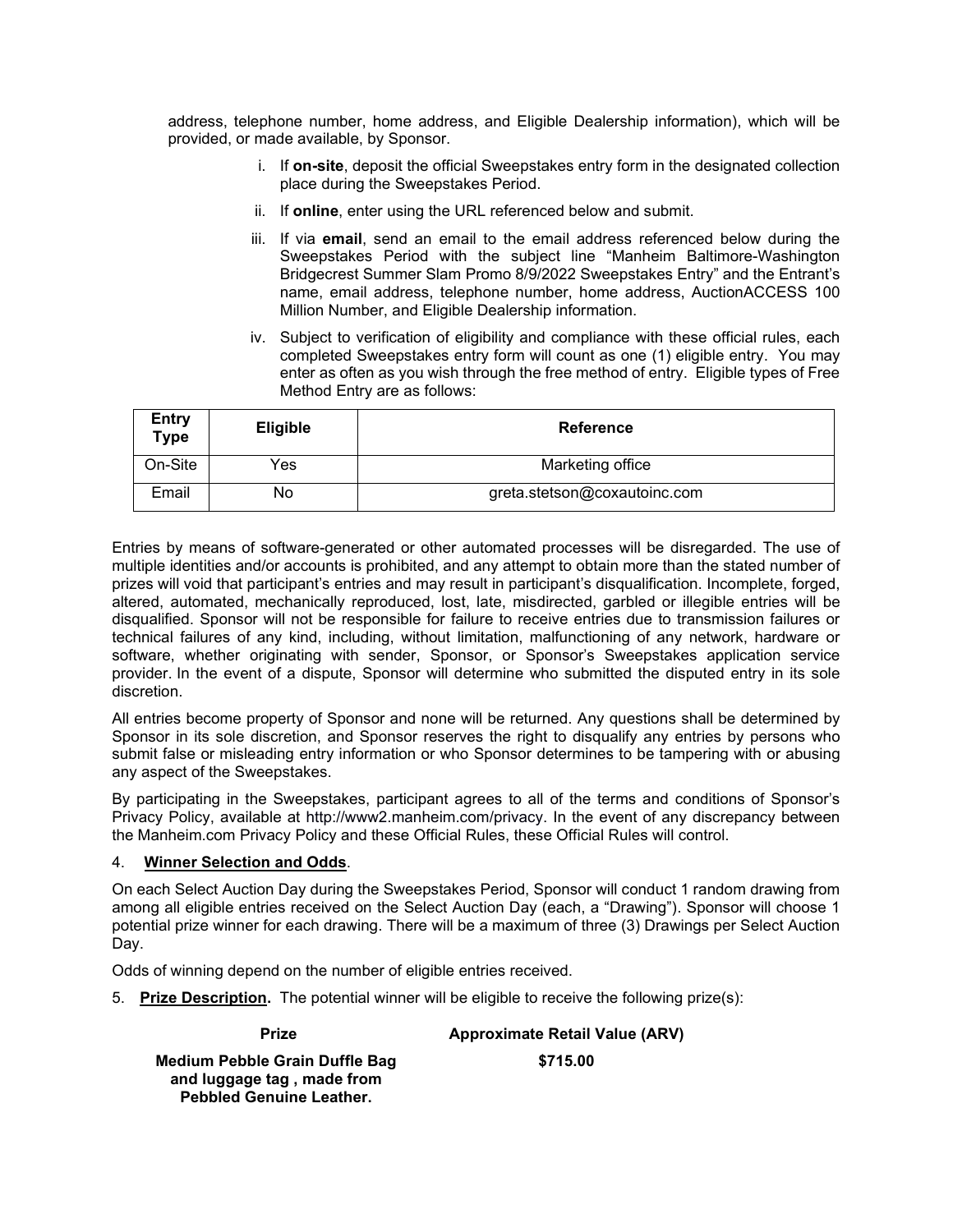address, telephone number, home address, and Eligible Dealership information), which will be provided, or made available, by Sponsor.

i. If **on-site**, deposit the official Sweepstakes entry form in the designated collection place during the Sweepstakes Period.

ii. If **online**, enter using the URL referenced below and submit.

iii. If via **email**, send an email to the email address referenced below during the Sweepstakes Period with the subject line "Manheim Baltimore-Washington Bridgecrest Summer Slam Promo 8/9/2022 Sweepstakes Entry" and the Entrant's name, email address, telephone number, home address, AuctionACCESS 100 Million Number, and Eligible Dealership information.

iv. Subject to verification of eligibility and compliance with these official rules, each completed Sweepstakes entry form will count as one (1) eligible entry. You may enter as often as you wish through the free method of entry. Eligible types of Free Method Entry are as follows:

| Entry Type | Eligible | Reference |
| --- | --- | --- |
| On-Site | Yes | Marketing office |
| Email | No | greta.stetson@coxautoinc.com |

Entries by means of software-generated or other automated processes will be disregarded. The use of multiple identities and/or accounts is prohibited, and any attempt to obtain more than the stated number of prizes will void that participant's entries and may result in participant's disqualification. Incomplete, forged, altered, automated, mechanically reproduced, lost, late, misdirected, garbled or illegible entries will be disqualified. Sponsor will not be responsible for failure to receive entries due to transmission failures or technical failures of any kind, including, without limitation, malfunctioning of any network, hardware or software, whether originating with sender, Sponsor, or Sponsor's Sweepstakes application service provider. In the event of a dispute, Sponsor will determine who submitted the disputed entry in its sole discretion.

All entries become property of Sponsor and none will be returned. Any questions shall be determined by Sponsor in its sole discretion, and Sponsor reserves the right to disqualify any entries by persons who submit false or misleading entry information or who Sponsor determines to be tampering with or abusing any aspect of the Sweepstakes.

By participating in the Sweepstakes, participant agrees to all of the terms and conditions of Sponsor's Privacy Policy, available at http://www2.manheim.com/privacy. In the event of any discrepancy between the Manheim.com Privacy Policy and these Official Rules, these Official Rules will control.

4. **Winner Selection and Odds**.

On each Select Auction Day during the Sweepstakes Period, Sponsor will conduct 1 random drawing from among all eligible entries received on the Select Auction Day (each, a "Drawing"). Sponsor will choose 1 potential prize winner for each drawing. There will be a maximum of three (3) Drawings per Select Auction Day.

Odds of winning depend on the number of eligible entries received.

5. **Prize Description.** The potential winner will be eligible to receive the following prize(s):

| Prize | Approximate Retail Value (ARV) |
| --- | --- |
| **Medium Pebble Grain Duffle Bag and luggage tag , made from Pebbled Genuine Leather.** | **$715.00** |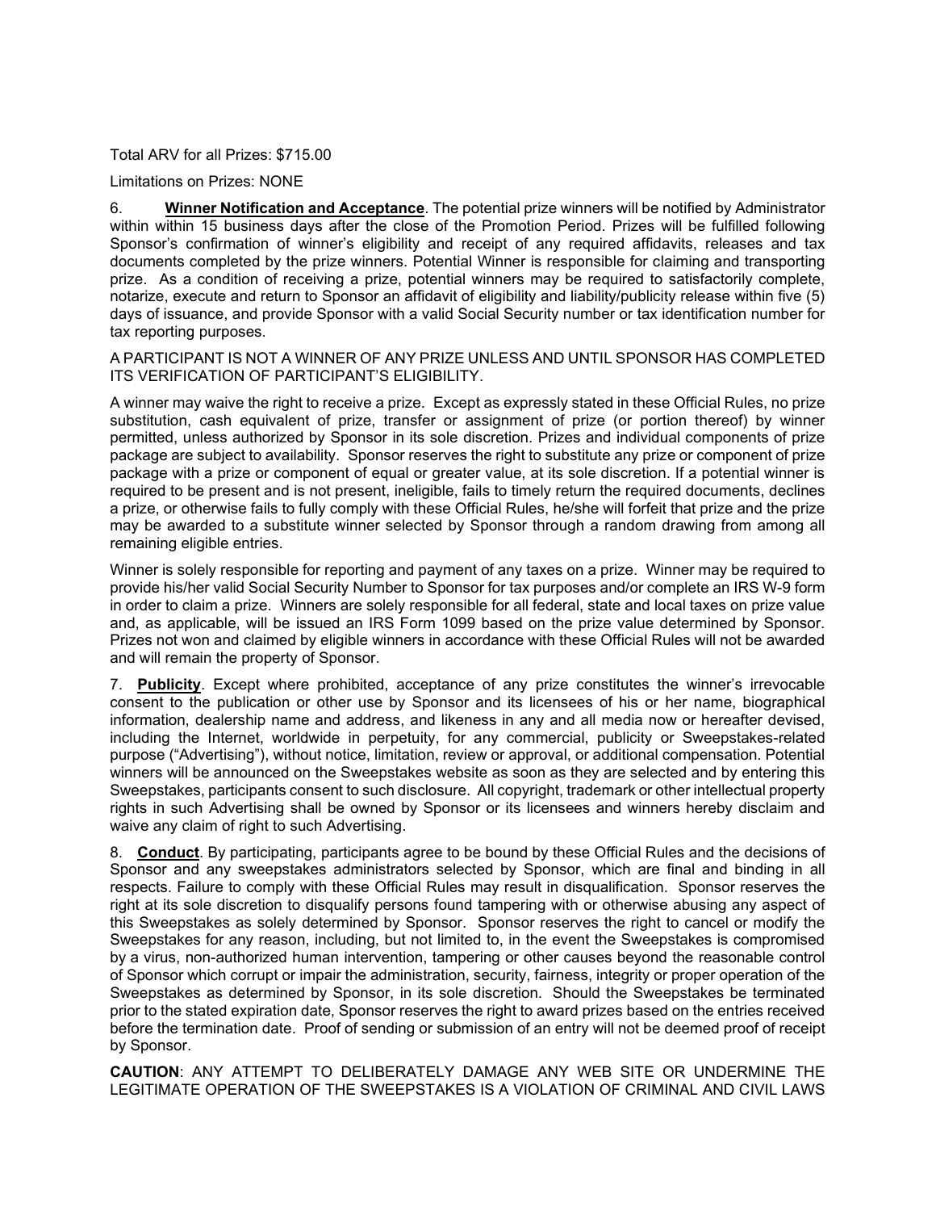Total ARV for all Prizes: $715.00

Limitations on Prizes: NONE

6. **Winner Notification and Acceptance**. The potential prize winners will be notified by Administrator within within 15 business days after the close of the Promotion Period. Prizes will be fulfilled following Sponsor's confirmation of winner's eligibility and receipt of any required affidavits, releases and tax documents completed by the prize winners. Potential Winner is responsible for claiming and transporting prize. As a condition of receiving a prize, potential winners may be required to satisfactorily complete, notarize, execute and return to Sponsor an affidavit of eligibility and liability/publicity release within five (5) days of issuance, and provide Sponsor with a valid Social Security number or tax identification number for tax reporting purposes.

A PARTICIPANT IS NOT A WINNER OF ANY PRIZE UNLESS AND UNTIL SPONSOR HAS COMPLETED ITS VERIFICATION OF PARTICIPANT'S ELIGIBILITY.

A winner may waive the right to receive a prize. Except as expressly stated in these Official Rules, no prize substitution, cash equivalent of prize, transfer or assignment of prize (or portion thereof) by winner permitted, unless authorized by Sponsor in its sole discretion. Prizes and individual components of prize package are subject to availability. Sponsor reserves the right to substitute any prize or component of prize package with a prize or component of equal or greater value, at its sole discretion. If a potential winner is required to be present and is not present, ineligible, fails to timely return the required documents, declines a prize, or otherwise fails to fully comply with these Official Rules, he/she will forfeit that prize and the prize may be awarded to a substitute winner selected by Sponsor through a random drawing from among all remaining eligible entries.

Winner is solely responsible for reporting and payment of any taxes on a prize. Winner may be required to provide his/her valid Social Security Number to Sponsor for tax purposes and/or complete an IRS W-9 form in order to claim a prize. Winners are solely responsible for all federal, state and local taxes on prize value and, as applicable, will be issued an IRS Form 1099 based on the prize value determined by Sponsor. Prizes not won and claimed by eligible winners in accordance with these Official Rules will not be awarded and will remain the property of Sponsor.

7. **Publicity**. Except where prohibited, acceptance of any prize constitutes the winner's irrevocable consent to the publication or other use by Sponsor and its licensees of his or her name, biographical information, dealership name and address, and likeness in any and all media now or hereafter devised, including the Internet, worldwide in perpetuity, for any commercial, publicity or Sweepstakes-related purpose ("Advertising"), without notice, limitation, review or approval, or additional compensation. Potential winners will be announced on the Sweepstakes website as soon as they are selected and by entering this Sweepstakes, participants consent to such disclosure. All copyright, trademark or other intellectual property rights in such Advertising shall be owned by Sponsor or its licensees and winners hereby disclaim and waive any claim of right to such Advertising.

8. **Conduct**. By participating, participants agree to be bound by these Official Rules and the decisions of Sponsor and any sweepstakes administrators selected by Sponsor, which are final and binding in all respects. Failure to comply with these Official Rules may result in disqualification. Sponsor reserves the right at its sole discretion to disqualify persons found tampering with or otherwise abusing any aspect of this Sweepstakes as solely determined by Sponsor. Sponsor reserves the right to cancel or modify the Sweepstakes for any reason, including, but not limited to, in the event the Sweepstakes is compromised by a virus, non-authorized human intervention, tampering or other causes beyond the reasonable control of Sponsor which corrupt or impair the administration, security, fairness, integrity or proper operation of the Sweepstakes as determined by Sponsor, in its sole discretion. Should the Sweepstakes be terminated prior to the stated expiration date, Sponsor reserves the right to award prizes based on the entries received before the termination date. Proof of sending or submission of an entry will not be deemed proof of receipt by Sponsor.

**CAUTION**: ANY ATTEMPT TO DELIBERATELY DAMAGE ANY WEB SITE OR UNDERMINE THE LEGITIMATE OPERATION OF THE SWEEPSTAKES IS A VIOLATION OF CRIMINAL AND CIVIL LAWS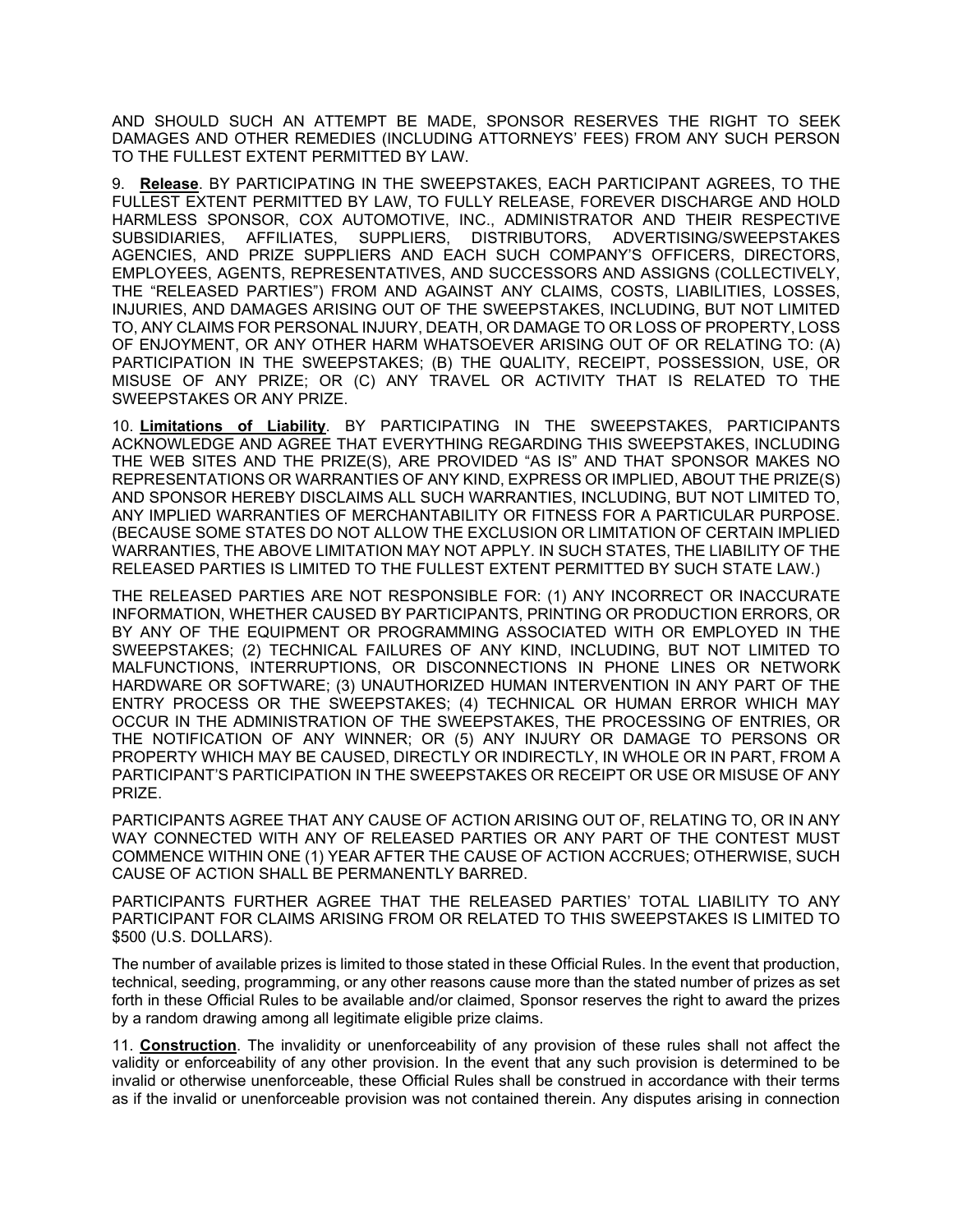AND SHOULD SUCH AN ATTEMPT BE MADE, SPONSOR RESERVES THE RIGHT TO SEEK DAMAGES AND OTHER REMEDIES (INCLUDING ATTORNEYS' FEES) FROM ANY SUCH PERSON TO THE FULLEST EXTENT PERMITTED BY LAW.

9. **Release**. BY PARTICIPATING IN THE SWEEPSTAKES, EACH PARTICIPANT AGREES, TO THE FULLEST EXTENT PERMITTED BY LAW, TO FULLY RELEASE, FOREVER DISCHARGE AND HOLD HARMLESS SPONSOR, COX AUTOMOTIVE, INC., ADMINISTRATOR AND THEIR RESPECTIVE SUBSIDIARIES, AFFILIATES, SUPPLIERS, DISTRIBUTORS, ADVERTISING/SWEEPSTAKES AGENCIES, AND PRIZE SUPPLIERS AND EACH SUCH COMPANY'S OFFICERS, DIRECTORS, EMPLOYEES, AGENTS, REPRESENTATIVES, AND SUCCESSORS AND ASSIGNS (COLLECTIVELY, THE "RELEASED PARTIES") FROM AND AGAINST ANY CLAIMS, COSTS, LIABILITIES, LOSSES, INJURIES, AND DAMAGES ARISING OUT OF THE SWEEPSTAKES, INCLUDING, BUT NOT LIMITED TO, ANY CLAIMS FOR PERSONAL INJURY, DEATH, OR DAMAGE TO OR LOSS OF PROPERTY, LOSS OF ENJOYMENT, OR ANY OTHER HARM WHATSOEVER ARISING OUT OF OR RELATING TO: (A) PARTICIPATION IN THE SWEEPSTAKES; (B) THE QUALITY, RECEIPT, POSSESSION, USE, OR MISUSE OF ANY PRIZE; OR (C) ANY TRAVEL OR ACTIVITY THAT IS RELATED TO THE SWEEPSTAKES OR ANY PRIZE.

10. **Limitations of Liability**. BY PARTICIPATING IN THE SWEEPSTAKES, PARTICIPANTS ACKNOWLEDGE AND AGREE THAT EVERYTHING REGARDING THIS SWEEPSTAKES, INCLUDING THE WEB SITES AND THE PRIZE(S), ARE PROVIDED "AS IS" AND THAT SPONSOR MAKES NO REPRESENTATIONS OR WARRANTIES OF ANY KIND, EXPRESS OR IMPLIED, ABOUT THE PRIZE(S) AND SPONSOR HEREBY DISCLAIMS ALL SUCH WARRANTIES, INCLUDING, BUT NOT LIMITED TO, ANY IMPLIED WARRANTIES OF MERCHANTABILITY OR FITNESS FOR A PARTICULAR PURPOSE. (BECAUSE SOME STATES DO NOT ALLOW THE EXCLUSION OR LIMITATION OF CERTAIN IMPLIED WARRANTIES, THE ABOVE LIMITATION MAY NOT APPLY. IN SUCH STATES, THE LIABILITY OF THE RELEASED PARTIES IS LIMITED TO THE FULLEST EXTENT PERMITTED BY SUCH STATE LAW.)

THE RELEASED PARTIES ARE NOT RESPONSIBLE FOR: (1) ANY INCORRECT OR INACCURATE INFORMATION, WHETHER CAUSED BY PARTICIPANTS, PRINTING OR PRODUCTION ERRORS, OR BY ANY OF THE EQUIPMENT OR PROGRAMMING ASSOCIATED WITH OR EMPLOYED IN THE SWEEPSTAKES; (2) TECHNICAL FAILURES OF ANY KIND, INCLUDING, BUT NOT LIMITED TO MALFUNCTIONS, INTERRUPTIONS, OR DISCONNECTIONS IN PHONE LINES OR NETWORK HARDWARE OR SOFTWARE; (3) UNAUTHORIZED HUMAN INTERVENTION IN ANY PART OF THE ENTRY PROCESS OR THE SWEEPSTAKES; (4) TECHNICAL OR HUMAN ERROR WHICH MAY OCCUR IN THE ADMINISTRATION OF THE SWEEPSTAKES, THE PROCESSING OF ENTRIES, OR THE NOTIFICATION OF ANY WINNER; OR (5) ANY INJURY OR DAMAGE TO PERSONS OR PROPERTY WHICH MAY BE CAUSED, DIRECTLY OR INDIRECTLY, IN WHOLE OR IN PART, FROM A PARTICIPANT'S PARTICIPATION IN THE SWEEPSTAKES OR RECEIPT OR USE OR MISUSE OF ANY PRIZE.

PARTICIPANTS AGREE THAT ANY CAUSE OF ACTION ARISING OUT OF, RELATING TO, OR IN ANY WAY CONNECTED WITH ANY OF RELEASED PARTIES OR ANY PART OF THE CONTEST MUST COMMENCE WITHIN ONE (1) YEAR AFTER THE CAUSE OF ACTION ACCRUES; OTHERWISE, SUCH CAUSE OF ACTION SHALL BE PERMANENTLY BARRED.

PARTICIPANTS FURTHER AGREE THAT THE RELEASED PARTIES' TOTAL LIABILITY TO ANY PARTICIPANT FOR CLAIMS ARISING FROM OR RELATED TO THIS SWEEPSTAKES IS LIMITED TO $500 (U.S. DOLLARS).

The number of available prizes is limited to those stated in these Official Rules. In the event that production, technical, seeding, programming, or any other reasons cause more than the stated number of prizes as set forth in these Official Rules to be available and/or claimed, Sponsor reserves the right to award the prizes by a random drawing among all legitimate eligible prize claims.

11. **Construction**. The invalidity or unenforceability of any provision of these rules shall not affect the validity or enforceability of any other provision. In the event that any such provision is determined to be invalid or otherwise unenforceable, these Official Rules shall be construed in accordance with their terms as if the invalid or unenforceable provision was not contained therein. Any disputes arising in connection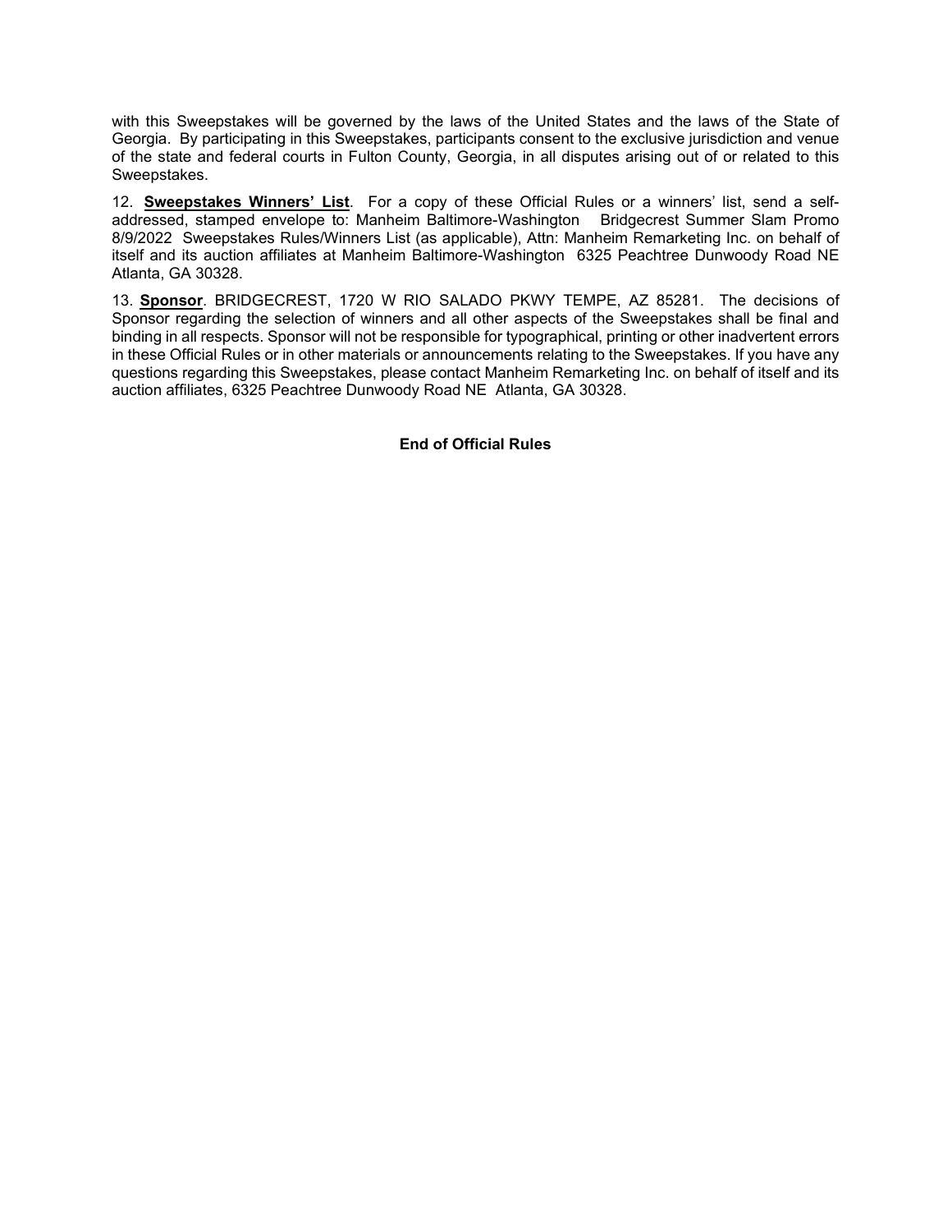with this Sweepstakes will be governed by the laws of the United States and the laws of the State of Georgia. By participating in this Sweepstakes, participants consent to the exclusive jurisdiction and venue of the state and federal courts in Fulton County, Georgia, in all disputes arising out of or related to this Sweepstakes.

12. **Sweepstakes Winners' List**. For a copy of these Official Rules or a winners' list, send a self-addressed, stamped envelope to: Manheim Baltimore-Washington Bridgecrest Summer Slam Promo 8/9/2022 Sweepstakes Rules/Winners List (as applicable), Attn: Manheim Remarketing Inc. on behalf of itself and its auction affiliates at Manheim Baltimore-Washington 6325 Peachtree Dunwoody Road NE Atlanta, GA 30328.

13. **Sponsor**. BRIDGECREST, 1720 W RIO SALADO PKWY TEMPE, AZ 85281. The decisions of Sponsor regarding the selection of winners and all other aspects of the Sweepstakes shall be final and binding in all respects. Sponsor will not be responsible for typographical, printing or other inadvertent errors in these Official Rules or in other materials or announcements relating to the Sweepstakes. If you have any questions regarding this Sweepstakes, please contact Manheim Remarketing Inc. on behalf of itself and its auction affiliates, 6325 Peachtree Dunwoody Road NE Atlanta, GA 30328.

**End of Official Rules**